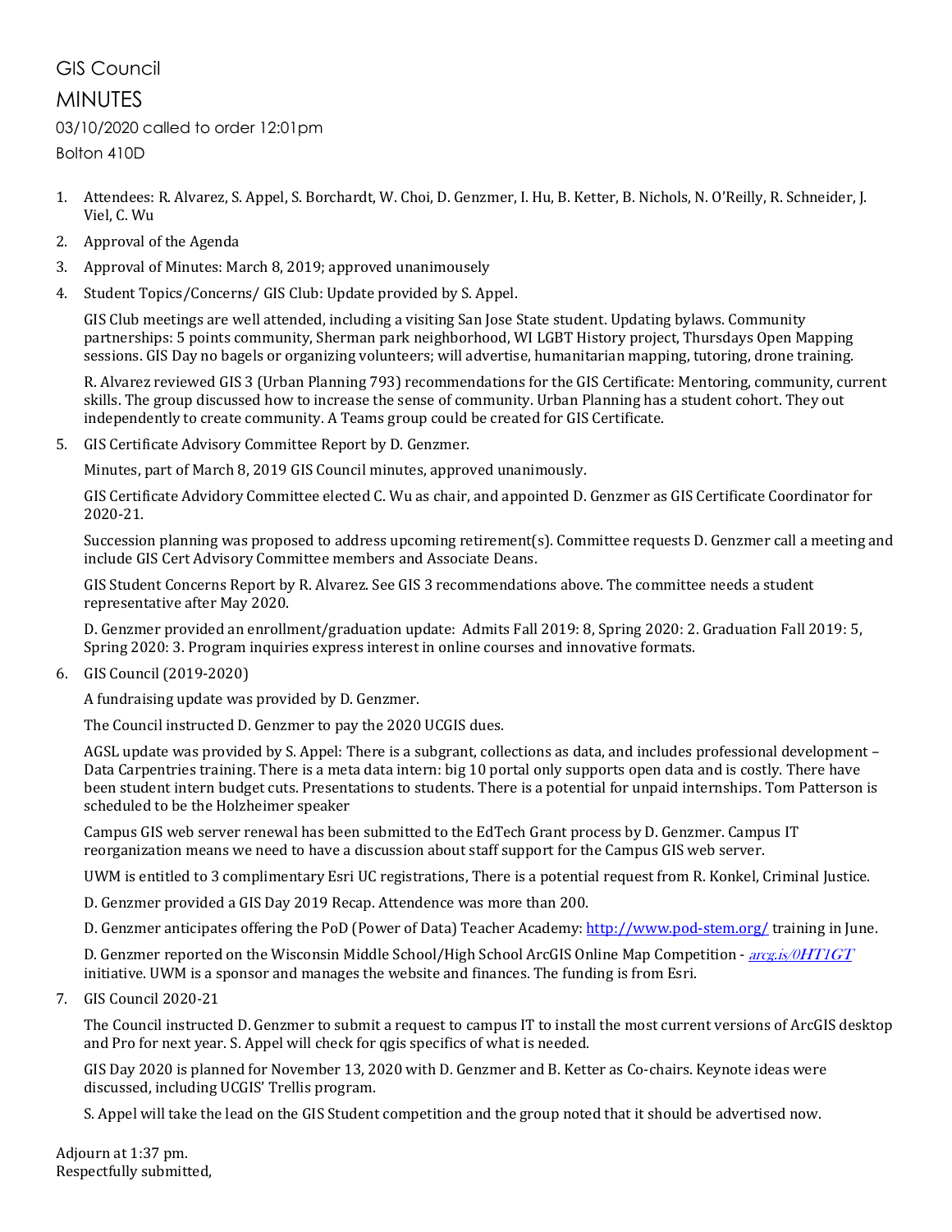# GIS Council

## MINUTES

03/10/2020 called to order 12:01pm

Bolton 410D

1. Attendees: R. Alvarez, S. Appel, S. Borchardt, W. Choi, D. Genzmer, I. Hu, B. Ketter, B. Nichols, N. O'Reilly, R. Schneider, J. Viel, C. Wu
2. Approval of the Agenda
3. Approval of Minutes: March 8, 2019; approved unanimousely
4. Student Topics/Concerns/ GIS Club: Update provided by S. Appel.

   GIS Club meetings are well attended, including a visiting San Jose State student. Updating bylaws. Community partnerships: 5 points community, Sherman park neighborhood, WI LGBT History project, Thursdays Open Mapping sessions. GIS Day no bagels or organizing volunteers; will advertise, humanitarian mapping, tutoring, drone training.

   R. Alvarez reviewed GIS 3 (Urban Planning 793) recommendations for the GIS Certificate: Mentoring, community, current skills. The group discussed how to increase the sense of community. Urban Planning has a student cohort. They out independently to create community. A Teams group could be created for GIS Certificate.

5. GIS Certificate Advisory Committee Report by D. Genzmer.

   Minutes, part of March 8, 2019 GIS Council minutes, approved unanimously.

   GIS Certificate Advidory Committee elected C. Wu as chair, and appointed D. Genzmer as GIS Certificate Coordinator for 2020-21.

   Succession planning was proposed to address upcoming retirement(s). Committee requests D. Genzmer call a meeting and include GIS Cert Advisory Committee members and Associate Deans.

   GIS Student Concerns Report by R. Alvarez. See GIS 3 recommendations above. The committee needs a student representative after May 2020.

   D. Genzmer provided an enrollment/graduation update: Admits Fall 2019: 8, Spring 2020: 2. Graduation Fall 2019: 5, Spring 2020: 3. Program inquiries express interest in online courses and innovative formats.

6. GIS Council (2019-2020)

   A fundraising update was provided by D. Genzmer.

   The Council instructed D. Genzmer to pay the 2020 UCGIS dues.

   AGSL update was provided by S. Appel: There is a subgrant, collections as data, and includes professional development – Data Carpentries training. There is a meta data intern: big 10 portal only supports open data and is costly. There have been student intern budget cuts. Presentations to students. There is a potential for unpaid internships. Tom Patterson is scheduled to be the Holzheimer speaker

   Campus GIS web server renewal has been submitted to the EdTech Grant process by D. Genzmer. Campus IT reorganization means we need to have a discussion about staff support for the Campus GIS web server.

   UWM is entitled to 3 complimentary Esri UC registrations, There is a potential request from R. Konkel, Criminal Justice.

   D. Genzmer provided a GIS Day 2019 Recap. Attendence was more than 200.

   D. Genzmer anticipates offering the PoD (Power of Data) Teacher Academy: [http://www.pod-stem.org/](http://www.pod-stem.org/) training in June.

   D. Genzmer reported on the Wisconsin Middle School/High School ArcGIS Online Map Competition - *arcg.is/0HT1GT* initiative. UWM is a sponsor and manages the website and finances. The funding is from Esri.

7. GIS Council 2020-21

   The Council instructed D. Genzmer to submit a request to campus IT to install the most current versions of ArcGIS desktop and Pro for next year. S. Appel will check for qgis specifics of what is needed.

   GIS Day 2020 is planned for November 13, 2020 with D. Genzmer and B. Ketter as Co-chairs. Keynote ideas were discussed, including UCGIS' Trellis program.

   S. Appel will take the lead on the GIS Student competition and the group noted that it should be advertised now.

Adjourn at 1:37 pm.
Respectfully submitted,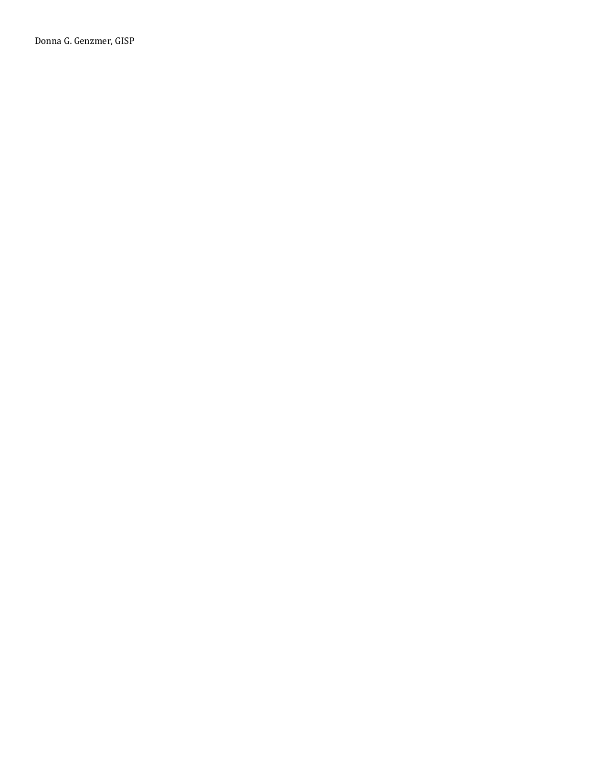Donna G. Genzmer, GISP